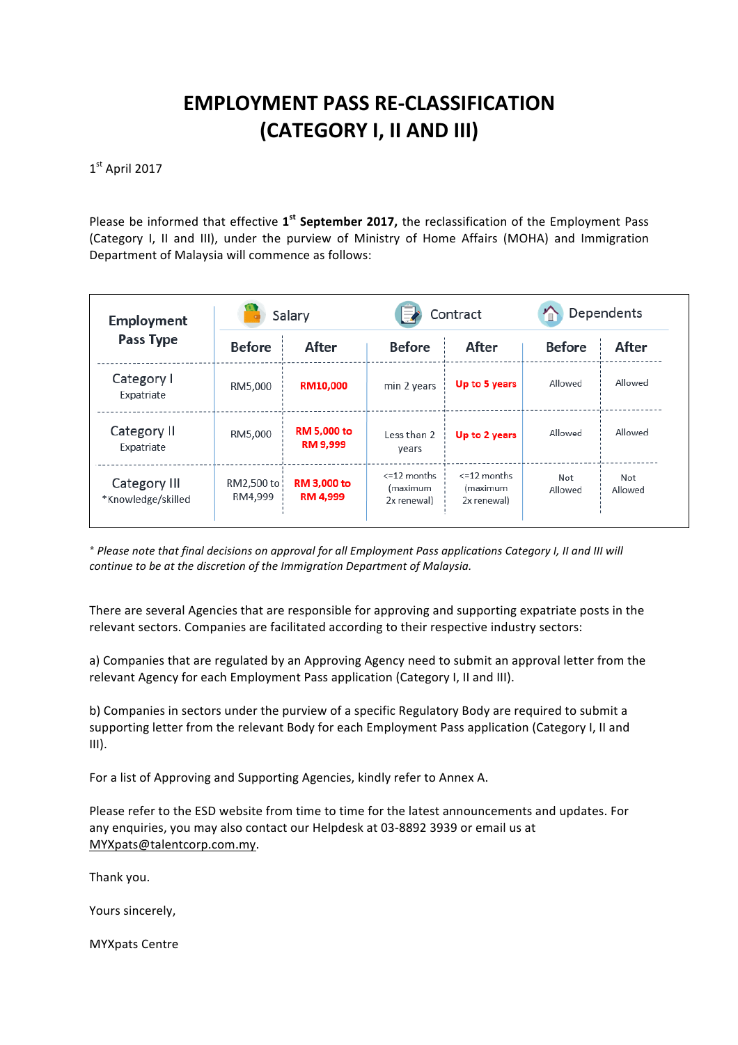# EMPLOYMENT PASS RE-CLASSIFICATION (CATEGORY I, II AND III)

1st April 2017

Please be informed that effective **1st September 2017,** the reclassification of the Employment Pass (Category I, II and III), under the purview of Ministry of Home Affairs (MOHA) and Immigration Department of Malaysia will commence as follows:

| Employment Pass Type | Salary | | Contract | | Dependents | |
|---|---|---|---|---|---|---|
| | Before | After | Before | After | Before | After |
| Category I Expatriate | RM5,000 | **RM10,000** | min 2 years | **Up to 5 years** | Allowed | Allowed |
| Category II Expatriate | RM5,000 | **RM 5,000 to RM 9,999** | Less than 2 years | **Up to 2 years** | Allowed | Allowed |
| Category III *Knowledge/skilled | RM2,500 to RM4,999 | **RM 3,000 to RM 4,999** | <=12 months (maximum 2x renewal) | <=12 months (maximum 2x renewal) | Not Allowed | Not Allowed |

*\* Please note that final decisions on approval for all Employment Pass applications Category I, II and III will continue to be at the discretion of the Immigration Department of Malaysia.*

There are several Agencies that are responsible for approving and supporting expatriate posts in the relevant sectors. Companies are facilitated according to their respective industry sectors:

a) Companies that are regulated by an Approving Agency need to submit an approval letter from the relevant Agency for each Employment Pass application (Category I, II and III).

b) Companies in sectors under the purview of a specific Regulatory Body are required to submit a supporting letter from the relevant Body for each Employment Pass application (Category I, II and III).

For a list of Approving and Supporting Agencies, kindly refer to Annex A.

Please refer to the ESD website from time to time for the latest announcements and updates. For any enquiries, you may also contact our Helpdesk at 03-8892 3939 or email us at MYXpats@talentcorp.com.my.

Thank you.

Yours sincerely,

MYXpats Centre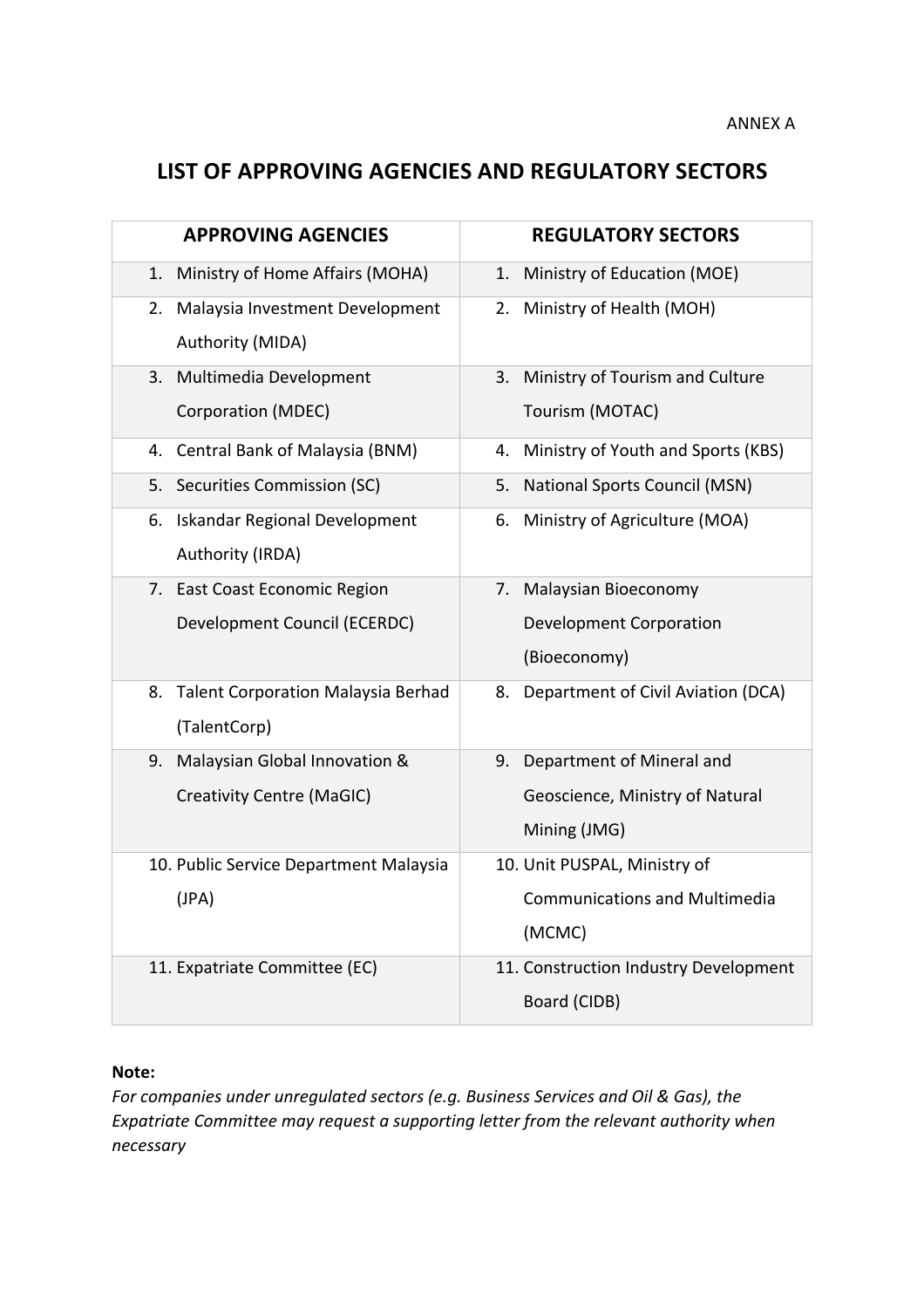ANNEX A

# LIST OF APPROVING AGENCIES AND REGULATORY SECTORS

| APPROVING AGENCIES | REGULATORY SECTORS |
|---|---|
| 1. Ministry of Home Affairs (MOHA) | 1. Ministry of Education (MOE) |
| 2. Malaysia Investment Development Authority (MIDA) | 2. Ministry of Health (MOH) |
| 3. Multimedia Development Corporation (MDEC) | 3. Ministry of Tourism and Culture Tourism (MOTAC) |
| 4. Central Bank of Malaysia (BNM) | 4. Ministry of Youth and Sports (KBS) |
| 5. Securities Commission (SC) | 5. National Sports Council (MSN) |
| 6. Iskandar Regional Development Authority (IRDA) | 6. Ministry of Agriculture (MOA) |
| 7. East Coast Economic Region Development Council (ECERDC) | 7. Malaysian Bioeconomy Development Corporation (Bioeconomy) |
| 8. Talent Corporation Malaysia Berhad (TalentCorp) | 8. Department of Civil Aviation (DCA) |
| 9. Malaysian Global Innovation & Creativity Centre (MaGIC) | 9. Department of Mineral and Geoscience, Ministry of Natural Mining (JMG) |
| 10. Public Service Department Malaysia (JPA) | 10. Unit PUSPAL, Ministry of Communications and Multimedia (MCMC) |
| 11. Expatriate Committee (EC) | 11. Construction Industry Development Board (CIDB) |

**Note:**
*For companies under unregulated sectors (e.g. Business Services and Oil & Gas), the Expatriate Committee may request a supporting letter from the relevant authority when necessary*